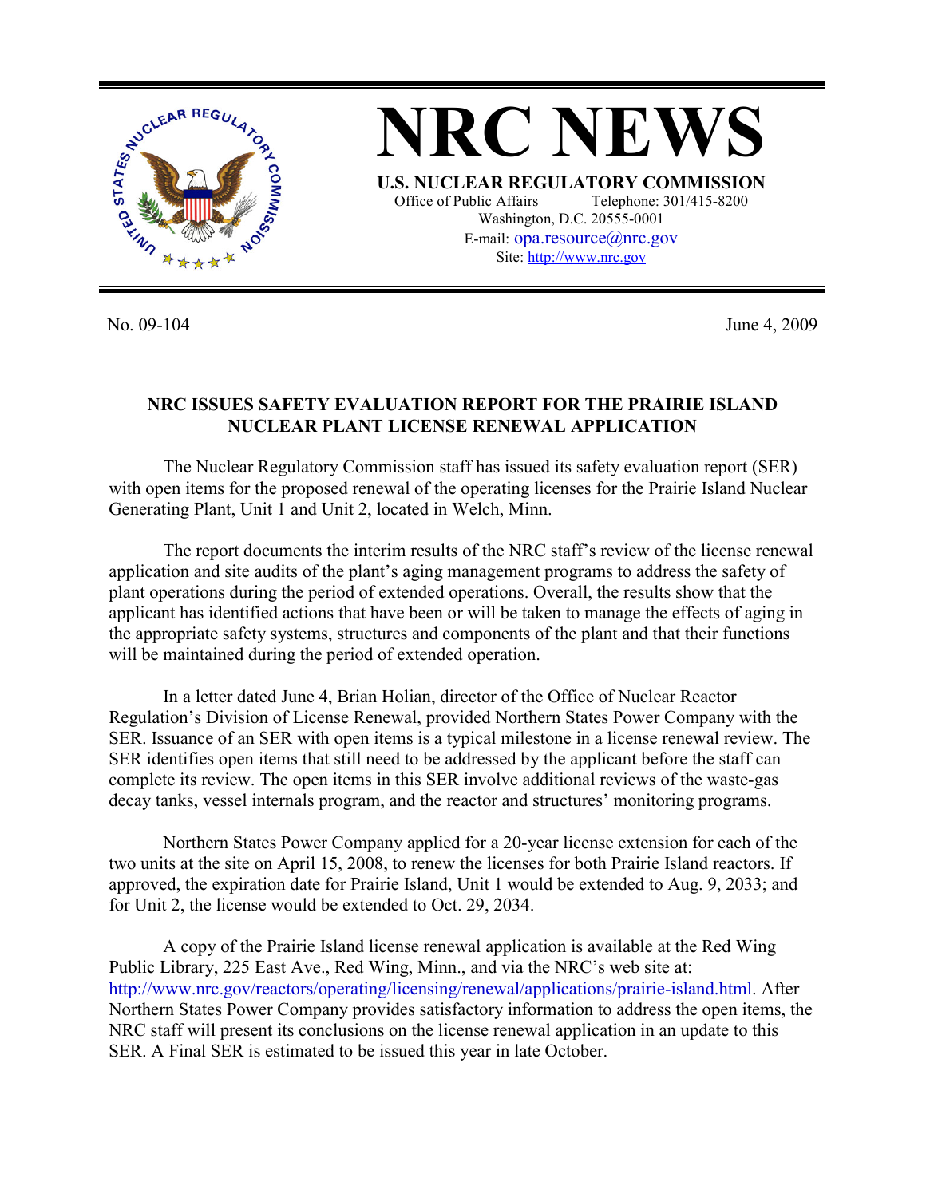# NRC NEWS

**U.S. NUCLEAR REGULATORY COMMISSION**

Office of Public Affairs Telephone: 301/415-8200
Washington, D.C. 20555-0001
E-mail: opa.resource@nrc.gov
Site: http://www.nrc.gov

No. 09-104 June 4, 2009

**NRC ISSUES SAFETY EVALUATION REPORT FOR THE PRAIRIE ISLAND NUCLEAR PLANT LICENSE RENEWAL APPLICATION**

The Nuclear Regulatory Commission staff has issued its safety evaluation report (SER) with open items for the proposed renewal of the operating licenses for the Prairie Island Nuclear Generating Plant, Unit 1 and Unit 2, located in Welch, Minn.

The report documents the interim results of the NRC staff's review of the license renewal application and site audits of the plant's aging management programs to address the safety of plant operations during the period of extended operations. Overall, the results show that the applicant has identified actions that have been or will be taken to manage the effects of aging in the appropriate safety systems, structures and components of the plant and that their functions will be maintained during the period of extended operation.

In a letter dated June 4, Brian Holian, director of the Office of Nuclear Reactor Regulation's Division of License Renewal, provided Northern States Power Company with the SER. Issuance of an SER with open items is a typical milestone in a license renewal review. The SER identifies open items that still need to be addressed by the applicant before the staff can complete its review. The open items in this SER involve additional reviews of the waste-gas decay tanks, vessel internals program, and the reactor and structures' monitoring programs.

Northern States Power Company applied for a 20-year license extension for each of the two units at the site on April 15, 2008, to renew the licenses for both Prairie Island reactors. If approved, the expiration date for Prairie Island, Unit 1 would be extended to Aug. 9, 2033; and for Unit 2, the license would be extended to Oct. 29, 2034.

A copy of the Prairie Island license renewal application is available at the Red Wing Public Library, 225 East Ave., Red Wing, Minn., and via the NRC's web site at: http://www.nrc.gov/reactors/operating/licensing/renewal/applications/prairie-island.html. After Northern States Power Company provides satisfactory information to address the open items, the NRC staff will present its conclusions on the license renewal application in an update to this SER. A Final SER is estimated to be issued this year in late October.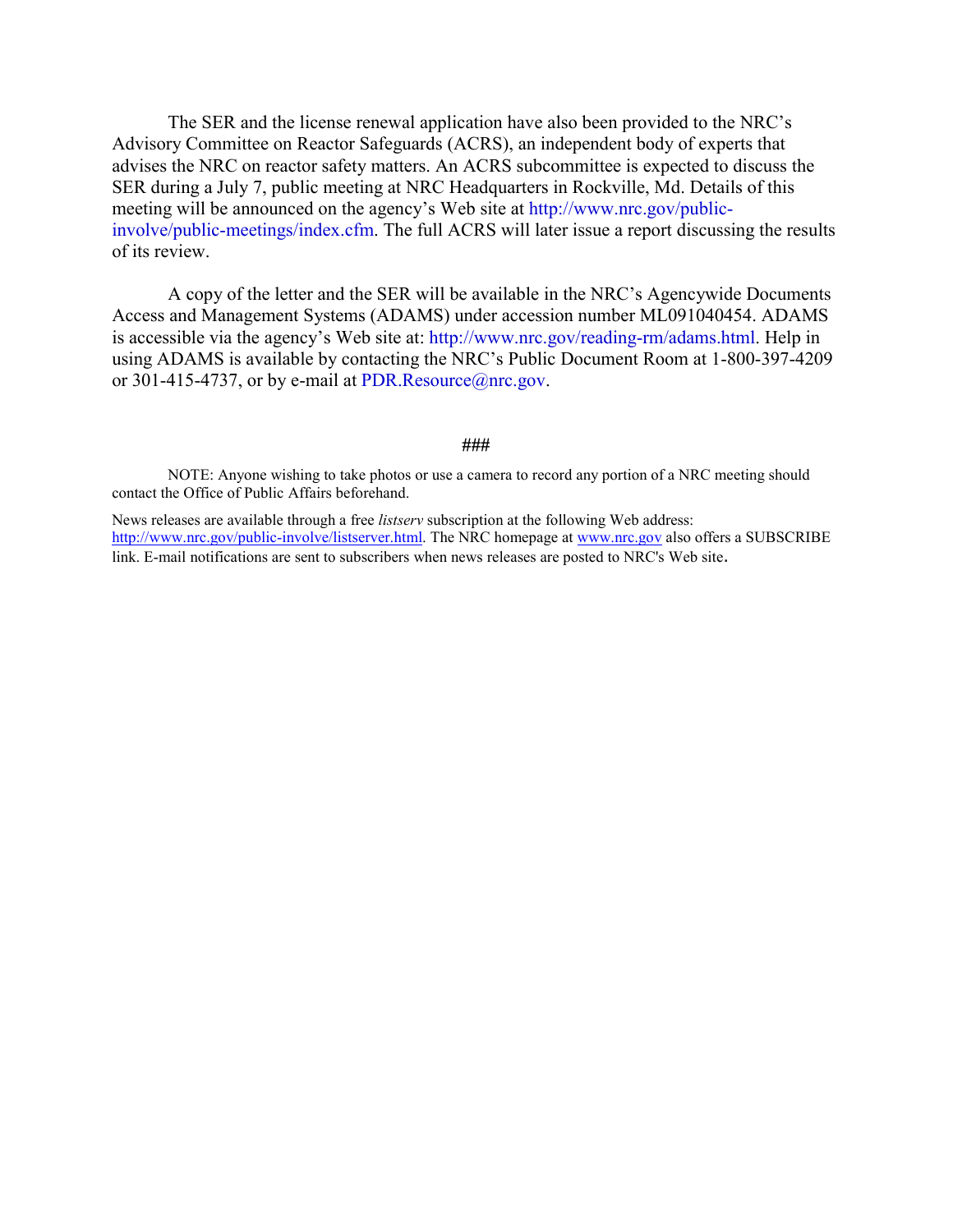The SER and the license renewal application have also been provided to the NRC's Advisory Committee on Reactor Safeguards (ACRS), an independent body of experts that advises the NRC on reactor safety matters. An ACRS subcommittee is expected to discuss the SER during a July 7, public meeting at NRC Headquarters in Rockville, Md. Details of this meeting will be announced on the agency's Web site at http://www.nrc.gov/public-involve/public-meetings/index.cfm. The full ACRS will later issue a report discussing the results of its review.

A copy of the letter and the SER will be available in the NRC's Agencywide Documents Access and Management Systems (ADAMS) under accession number ML091040454. ADAMS is accessible via the agency's Web site at: http://www.nrc.gov/reading-rm/adams.html. Help in using ADAMS is available by contacting the NRC's Public Document Room at 1-800-397-4209 or 301-415-4737, or by e-mail at PDR.Resource@nrc.gov.

###

NOTE: Anyone wishing to take photos or use a camera to record any portion of a NRC meeting should contact the Office of Public Affairs beforehand.

News releases are available through a free *listserv* subscription at the following Web address: http://www.nrc.gov/public-involve/listserver.html. The NRC homepage at www.nrc.gov also offers a SUBSCRIBE link. E-mail notifications are sent to subscribers when news releases are posted to NRC's Web site.